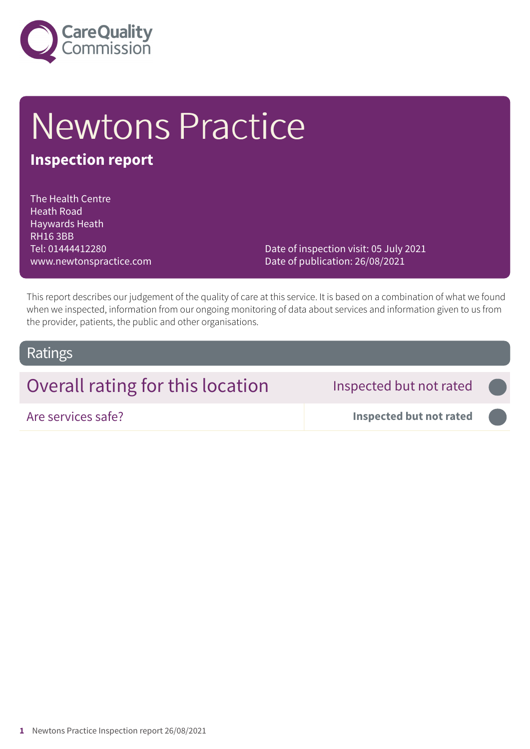# Newtons Practice

## Inspection report

The Health Centre
Heath Road
Haywards Heath
RH16 3BB
Tel: 01444412280
www.newtonspractice.com

Date of inspection visit: 05 July 2021
Date of publication: 26/08/2021

This report describes our judgement of the quality of care at this service. It is based on a combination of what we found when we inspected, information from our ongoing monitoring of data about services and information given to us from the provider, patients, the public and other organisations.

## Ratings

| Overall rating for this location | Inspected but not rated |
|---|---|
| Are services safe? | **Inspected but not rated** |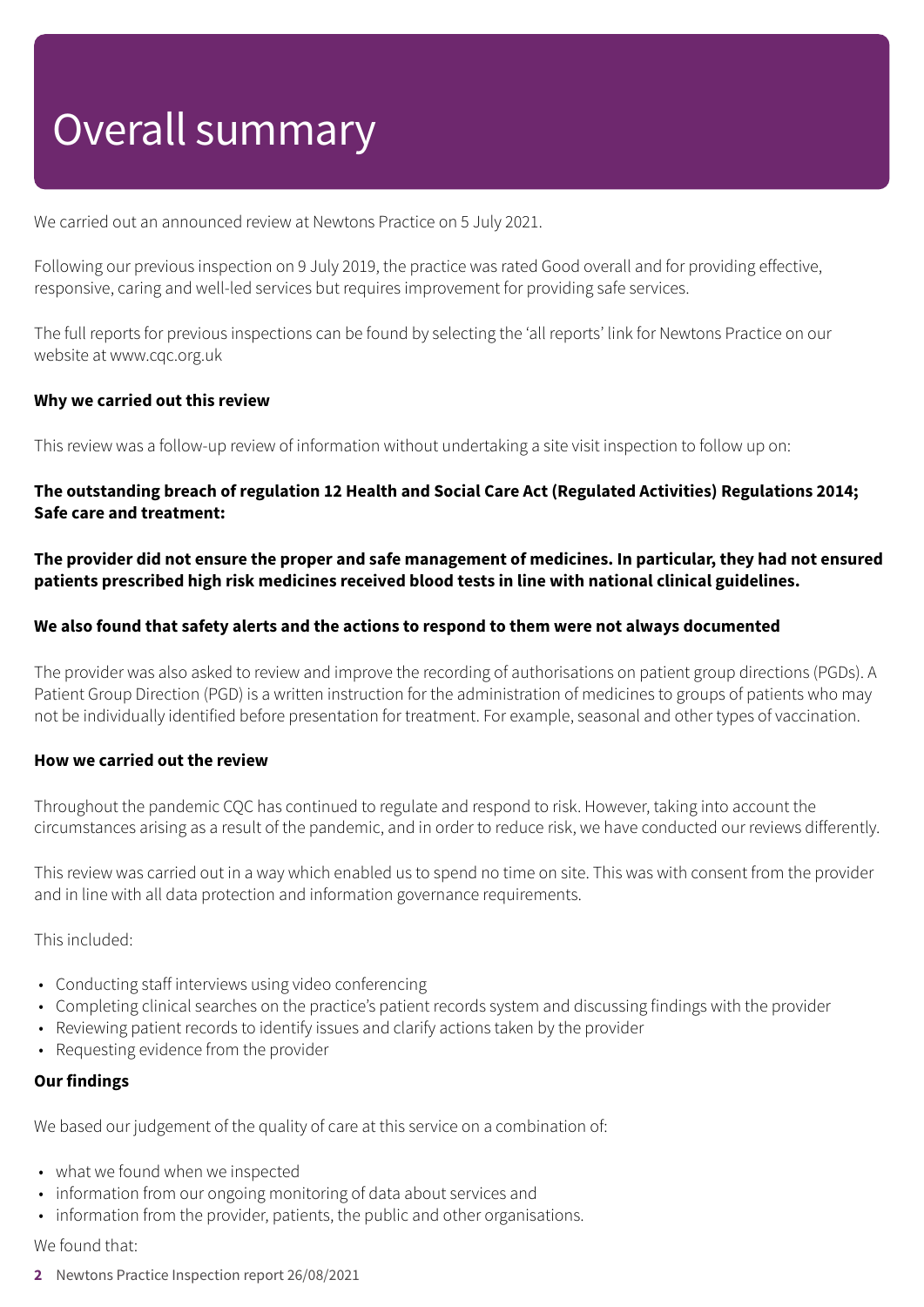# Overall summary

We carried out an announced review at Newtons Practice on 5 July 2021.

Following our previous inspection on 9 July 2019, the practice was rated Good overall and for providing effective, responsive, caring and well-led services but requires improvement for providing safe services.

The full reports for previous inspections can be found by selecting the 'all reports' link for Newtons Practice on our website at www.cqc.org.uk

**Why we carried out this review**

This review was a follow-up review of information without undertaking a site visit inspection to follow up on:

**The outstanding breach of regulation 12 Health and Social Care Act (Regulated Activities) Regulations 2014; Safe care and treatment:**

**The provider did not ensure the proper and safe management of medicines. In particular, they had not ensured patients prescribed high risk medicines received blood tests in line with national clinical guidelines.**

**We also found that safety alerts and the actions to respond to them were not always documented**

The provider was also asked to review and improve the recording of authorisations on patient group directions (PGDs). A Patient Group Direction (PGD) is a written instruction for the administration of medicines to groups of patients who may not be individually identified before presentation for treatment. For example, seasonal and other types of vaccination.

**How we carried out the review**

Throughout the pandemic CQC has continued to regulate and respond to risk. However, taking into account the circumstances arising as a result of the pandemic, and in order to reduce risk, we have conducted our reviews differently.

This review was carried out in a way which enabled us to spend no time on site. This was with consent from the provider and in line with all data protection and information governance requirements.

This included:

- Conducting staff interviews using video conferencing
- Completing clinical searches on the practice's patient records system and discussing findings with the provider
- Reviewing patient records to identify issues and clarify actions taken by the provider
- Requesting evidence from the provider

**Our findings**

We based our judgement of the quality of care at this service on a combination of:

- what we found when we inspected
- information from our ongoing monitoring of data about services and
- information from the provider, patients, the public and other organisations.

We found that: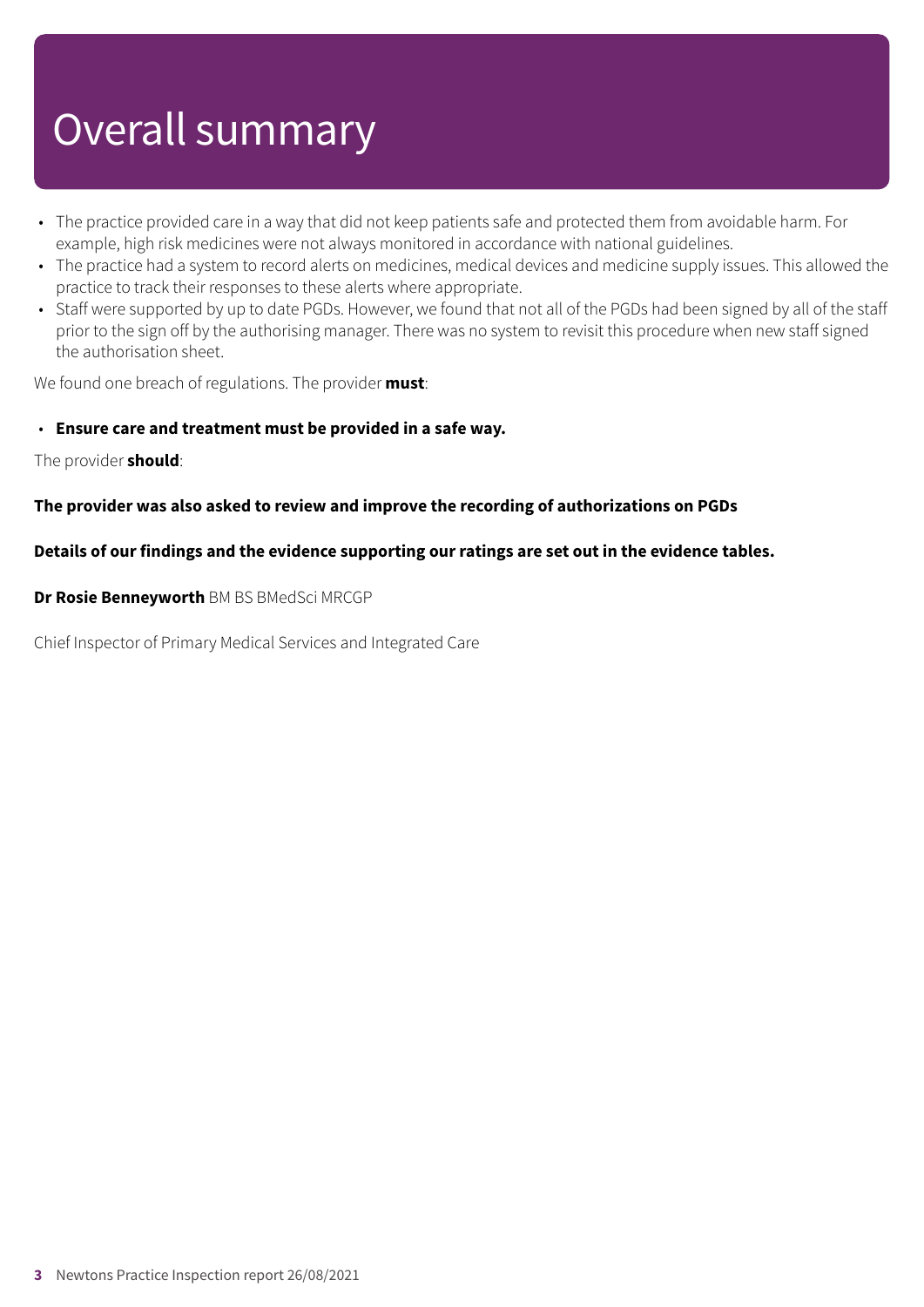# Overall summary

- The practice provided care in a way that did not keep patients safe and protected them from avoidable harm. For example, high risk medicines were not always monitored in accordance with national guidelines.
- The practice had a system to record alerts on medicines, medical devices and medicine supply issues. This allowed the practice to track their responses to these alerts where appropriate.
- Staff were supported by up to date PGDs. However, we found that not all of the PGDs had been signed by all of the staff prior to the sign off by the authorising manager. There was no system to revisit this procedure when new staff signed the authorisation sheet.

We found one breach of regulations. The provider **must**:

- **Ensure care and treatment must be provided in a safe way.**

The provider **should**:

**The provider was also asked to review and improve the recording of authorizations on PGDs**

**Details of our findings and the evidence supporting our ratings are set out in the evidence tables.**

**Dr Rosie Benneyworth** BM BS BMedSci MRCGP

Chief Inspector of Primary Medical Services and Integrated Care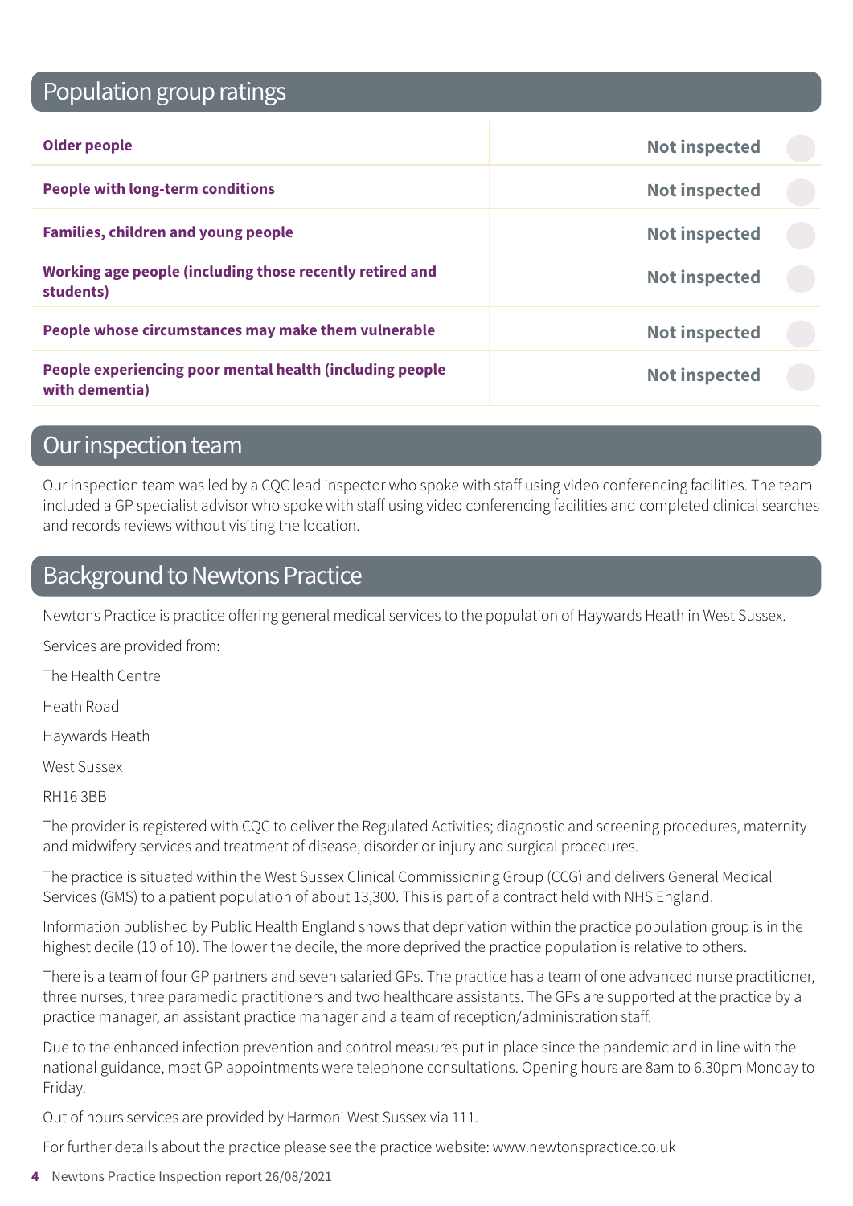## Population group ratings

| | |
|---|---|
| **Older people** | Not inspected |
| **People with long-term conditions** | Not inspected |
| **Families, children and young people** | Not inspected |
| **Working age people (including those recently retired and students)** | Not inspected |
| **People whose circumstances may make them vulnerable** | Not inspected |
| **People experiencing poor mental health (including people with dementia)** | Not inspected |

## Our inspection team

Our inspection team was led by a CQC lead inspector who spoke with staff using video conferencing facilities. The team included a GP specialist advisor who spoke with staff using video conferencing facilities and completed clinical searches and records reviews without visiting the location.

## Background to Newtons Practice

Newtons Practice is practice offering general medical services to the population of Haywards Heath in West Sussex.

Services are provided from:

The Health Centre

Heath Road

Haywards Heath

West Sussex

RH16 3BB

The provider is registered with CQC to deliver the Regulated Activities; diagnostic and screening procedures, maternity and midwifery services and treatment of disease, disorder or injury and surgical procedures.

The practice is situated within the West Sussex Clinical Commissioning Group (CCG) and delivers General Medical Services (GMS) to a patient population of about 13,300. This is part of a contract held with NHS England.

Information published by Public Health England shows that deprivation within the practice population group is in the highest decile (10 of 10). The lower the decile, the more deprived the practice population is relative to others.

There is a team of four GP partners and seven salaried GPs. The practice has a team of one advanced nurse practitioner, three nurses, three paramedic practitioners and two healthcare assistants. The GPs are supported at the practice by a practice manager, an assistant practice manager and a team of reception/administration staff.

Due to the enhanced infection prevention and control measures put in place since the pandemic and in line with the national guidance, most GP appointments were telephone consultations. Opening hours are 8am to 6.30pm Monday to Friday.

Out of hours services are provided by Harmoni West Sussex via 111.

For further details about the practice please see the practice website: www.newtonspractice.co.uk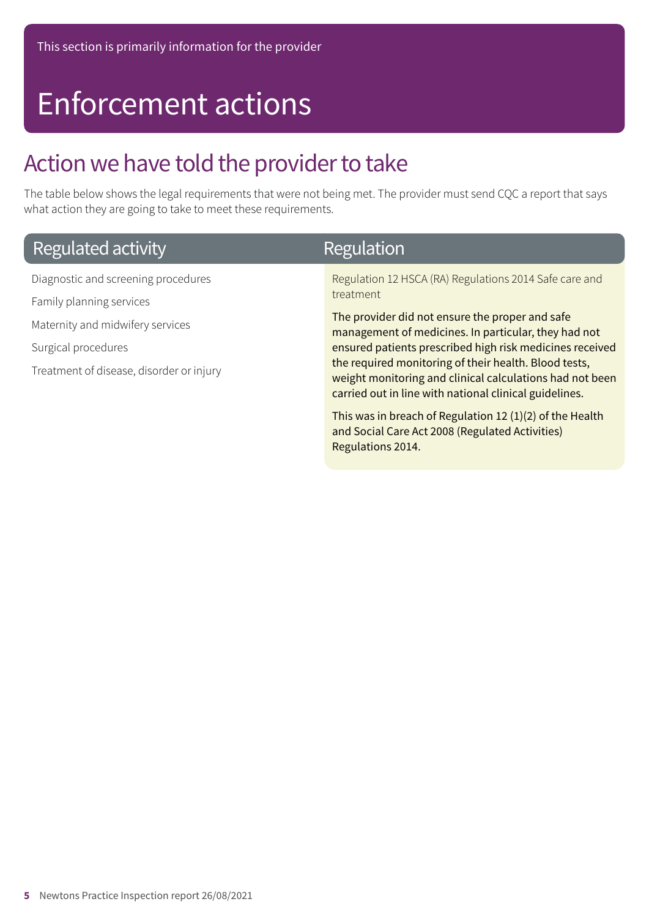This section is primarily information for the provider

# Enforcement actions

## Action we have told the provider to take

The table below shows the legal requirements that were not being met. The provider must send CQC a report that says what action they are going to take to meet these requirements.

| Regulated activity | Regulation |
| --- | --- |
| Diagnostic and screening procedures<br>Family planning services<br>Maternity and midwifery services<br>Surgical procedures<br>Treatment of disease, disorder or injury | Regulation 12 HSCA (RA) Regulations 2014 Safe care and treatment<br><br>The provider did not ensure the proper and safe management of medicines. In particular, they had not ensured patients prescribed high risk medicines received the required monitoring of their health. Blood tests, weight monitoring and clinical calculations had not been carried out in line with national clinical guidelines.<br><br>This was in breach of Regulation 12 (1)(2) of the Health and Social Care Act 2008 (Regulated Activities) Regulations 2014. |